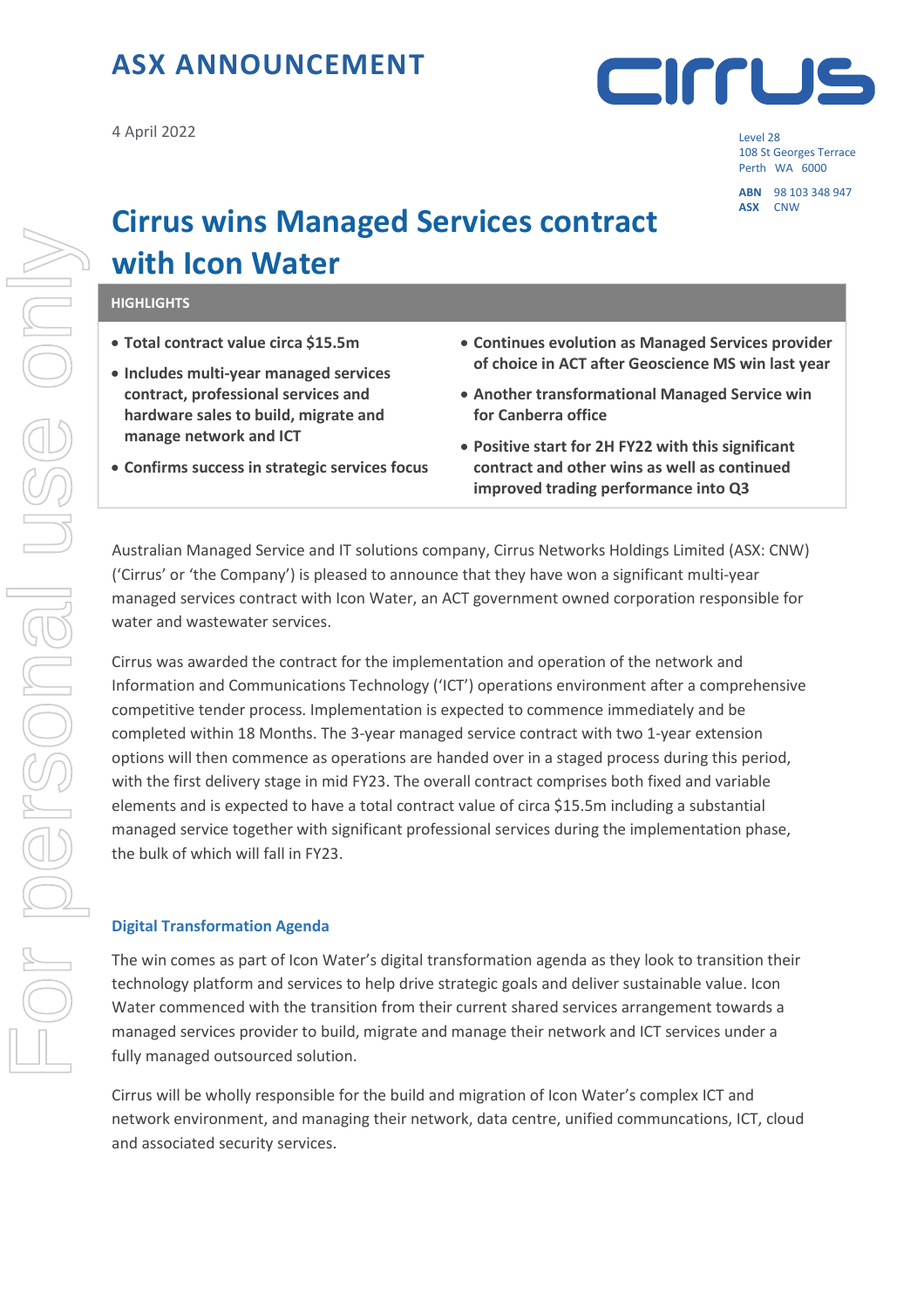# ASX ANNOUNCEMENT

4 April 2022

Level 28
108 St Georges Terrace
Perth WA 6000

**ABN** 98 103 348 947
**ASX** CNW

# Cirrus wins Managed Services contract with Icon Water

## HIGHLIGHTS

- **Total contract value circa $15.5m**
- **Includes multi-year managed services contract, professional services and hardware sales to build, migrate and manage network and ICT**
- **Confirms success in strategic services focus**
- **Continues evolution as Managed Services provider of choice in ACT after Geoscience MS win last year**
- **Another transformational Managed Service win for Canberra office**
- **Positive start for 2H FY22 with this significant contract and other wins as well as continued improved trading performance into Q3**

Australian Managed Service and IT solutions company, Cirrus Networks Holdings Limited (ASX: CNW) ('Cirrus' or 'the Company') is pleased to announce that they have won a significant multi-year managed services contract with Icon Water, an ACT government owned corporation responsible for water and wastewater services.

Cirrus was awarded the contract for the implementation and operation of the network and Information and Communications Technology ('ICT') operations environment after a comprehensive competitive tender process. Implementation is expected to commence immediately and be completed within 18 Months. The 3-year managed service contract with two 1-year extension options will then commence as operations are handed over in a staged process during this period, with the first delivery stage in mid FY23. The overall contract comprises both fixed and variable elements and is expected to have a total contract value of circa $15.5m including a substantial managed service together with significant professional services during the implementation phase, the bulk of which will fall in FY23.

### Digital Transformation Agenda

The win comes as part of Icon Water's digital transformation agenda as they look to transition their technology platform and services to help drive strategic goals and deliver sustainable value. Icon Water commenced with the transition from their current shared services arrangement towards a managed services provider to build, migrate and manage their network and ICT services under a fully managed outsourced solution.

Cirrus will be wholly responsible for the build and migration of Icon Water's complex ICT and network environment, and managing their network, data centre, unified communcations, ICT, cloud and associated security services.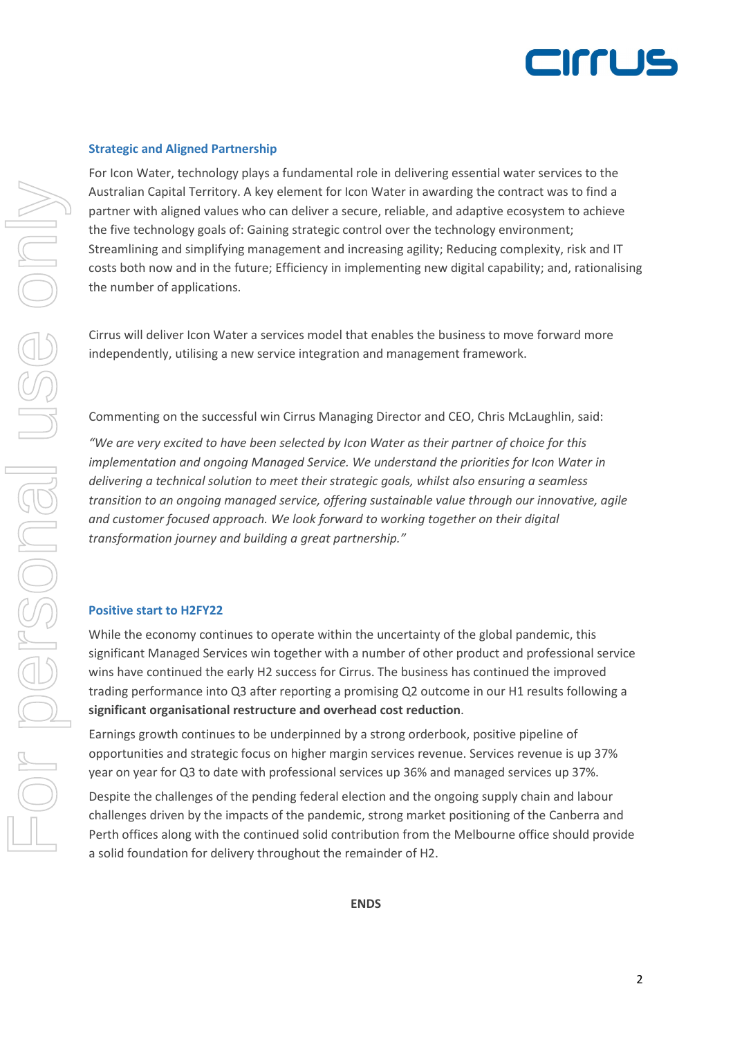## Strategic and Aligned Partnership

For Icon Water, technology plays a fundamental role in delivering essential water services to the Australian Capital Territory. A key element for Icon Water in awarding the contract was to find a partner with aligned values who can deliver a secure, reliable, and adaptive ecosystem to achieve the five technology goals of: Gaining strategic control over the technology environment; Streamlining and simplifying management and increasing agility; Reducing complexity, risk and IT costs both now and in the future; Efficiency in implementing new digital capability; and, rationalising the number of applications.

Cirrus will deliver Icon Water a services model that enables the business to move forward more independently, utilising a new service integration and management framework.

Commenting on the successful win Cirrus Managing Director and CEO, Chris McLaughlin, said:

*"We are very excited to have been selected by Icon Water as their partner of choice for this implementation and ongoing Managed Service. We understand the priorities for Icon Water in delivering a technical solution to meet their strategic goals, whilst also ensuring a seamless transition to an ongoing managed service, offering sustainable value through our innovative, agile and customer focused approach. We look forward to working together on their digital transformation journey and building a great partnership."*

## Positive start to H2FY22

While the economy continues to operate within the uncertainty of the global pandemic, this significant Managed Services win together with a number of other product and professional service wins have continued the early H2 success for Cirrus. The business has continued the improved trading performance into Q3 after reporting a promising Q2 outcome in our H1 results following a **significant organisational restructure and overhead cost reduction**.

Earnings growth continues to be underpinned by a strong orderbook, positive pipeline of opportunities and strategic focus on higher margin services revenue. Services revenue is up 37% year on year for Q3 to date with professional services up 36% and managed services up 37%.

Despite the challenges of the pending federal election and the ongoing supply chain and labour challenges driven by the impacts of the pandemic, strong market positioning of the Canberra and Perth offices along with the continued solid contribution from the Melbourne office should provide a solid foundation for delivery throughout the remainder of H2.

**ENDS**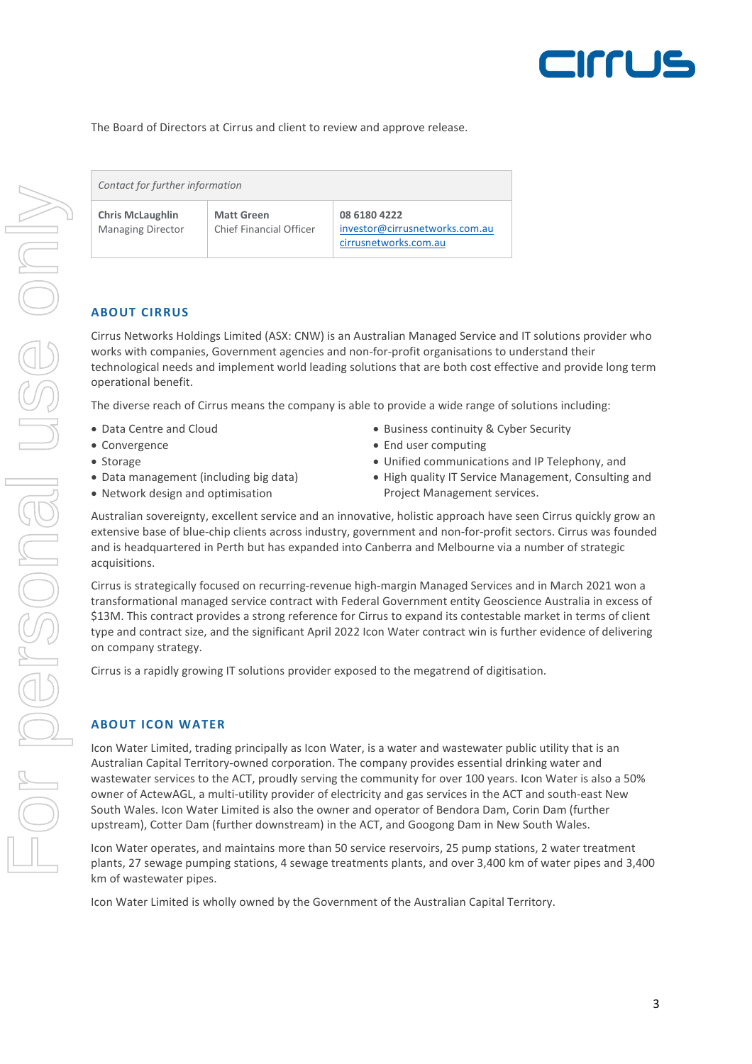The Board of Directors at Cirrus and client to review and approve release.

| *Contact for further information* | | |
|---|---|---|
| **Chris McLaughlin**<br>Managing Director | **Matt Green**<br>Chief Financial Officer | **08 6180 4222**<br>investor@cirrusnetworks.com.au<br>cirrusnetworks.com.au |

## ABOUT CIRRUS

Cirrus Networks Holdings Limited (ASX: CNW) is an Australian Managed Service and IT solutions provider who works with companies, Government agencies and non-for-profit organisations to understand their technological needs and implement world leading solutions that are both cost effective and provide long term operational benefit.

The diverse reach of Cirrus means the company is able to provide a wide range of solutions including:

- Data Centre and Cloud
- Convergence
- Storage
- Data management (including big data)
- Network design and optimisation
- Business continuity & Cyber Security
- End user computing
- Unified communications and IP Telephony, and
- High quality IT Service Management, Consulting and Project Management services.

Australian sovereignty, excellent service and an innovative, holistic approach have seen Cirrus quickly grow an extensive base of blue-chip clients across industry, government and non-for-profit sectors. Cirrus was founded and is headquartered in Perth but has expanded into Canberra and Melbourne via a number of strategic acquisitions.

Cirrus is strategically focused on recurring-revenue high-margin Managed Services and in March 2021 won a transformational managed service contract with Federal Government entity Geoscience Australia in excess of $13M. This contract provides a strong reference for Cirrus to expand its contestable market in terms of client type and contract size, and the significant April 2022 Icon Water contract win is further evidence of delivering on company strategy.

Cirrus is a rapidly growing IT solutions provider exposed to the megatrend of digitisation.

## ABOUT ICON WATER

Icon Water Limited, trading principally as Icon Water, is a water and wastewater public utility that is an Australian Capital Territory-owned corporation. The company provides essential drinking water and wastewater services to the ACT, proudly serving the community for over 100 years. Icon Water is also a 50% owner of ActewAGL, a multi-utility provider of electricity and gas services in the ACT and south-east New South Wales. Icon Water Limited is also the owner and operator of Bendora Dam, Corin Dam (further upstream), Cotter Dam (further downstream) in the ACT, and Googong Dam in New South Wales.

Icon Water operates, and maintains more than 50 service reservoirs, 25 pump stations, 2 water treatment plants, 27 sewage pumping stations, 4 sewage treatments plants, and over 3,400 km of water pipes and 3,400 km of wastewater pipes.

Icon Water Limited is wholly owned by the Government of the Australian Capital Territory.